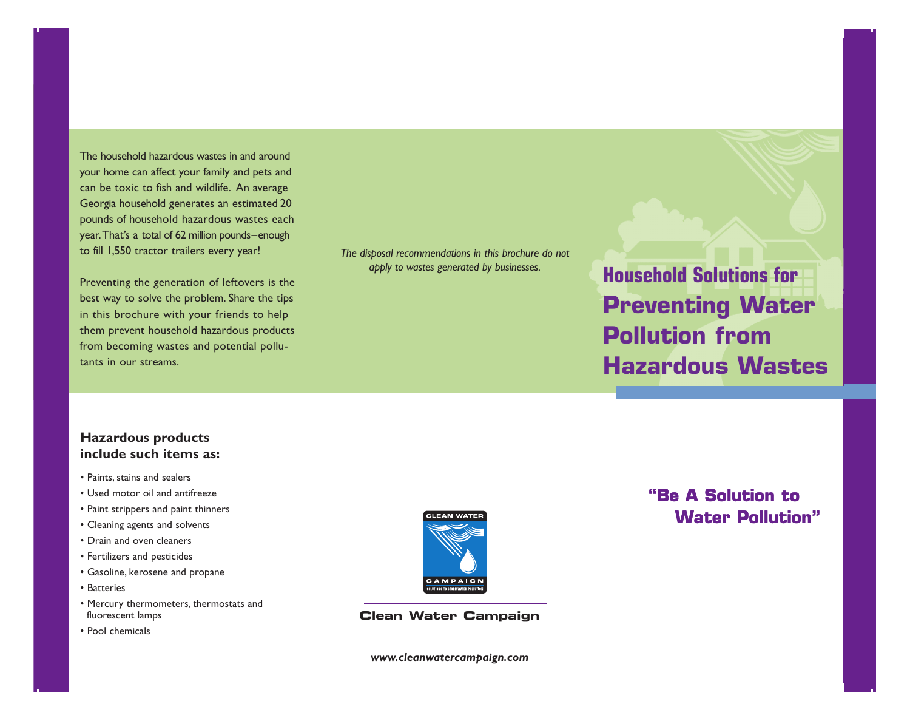# Household Solutions for Preventing Water Pollution from Hazardous Wastes

The household hazardous wastes in and around your home can affect your family and pets and can be toxic to fish and wildlife. An average Georgia household generates an estimated 20 pounds of household hazardous wastes each year. That's a total of 62 million pounds–enough to fill 1,550 tractor trailers every year!

Preventing the generation of leftovers is the best way to solve the problem. Share the tips in this brochure with your friends to help them prevent household hazardous products from becoming wastes and potential pollutants in our streams.

## Hazardous products include such items as:

- Paints, stains and sealers
- Used motor oil and antifreeze
- Paint strippers and paint thinners
- Cleaning agents and solvents
- Drain and oven cleaners
- Fertilizers and pesticides
- Gasoline, kerosene and propane
- Batteries
- Mercury thermometers, thermostats and fluorescent lamps
- Pool chemicals

*The disposal recommendations in this brochure do not apply to wastes generated by businesses.*

CLEAN WATER CAMPAIGN
SOLUTIONS TO STORMWATER POLLUTION

**Clean Water Campaign**

***www.cleanwatercampaign.com***

## "Be A Solution to Water Pollution"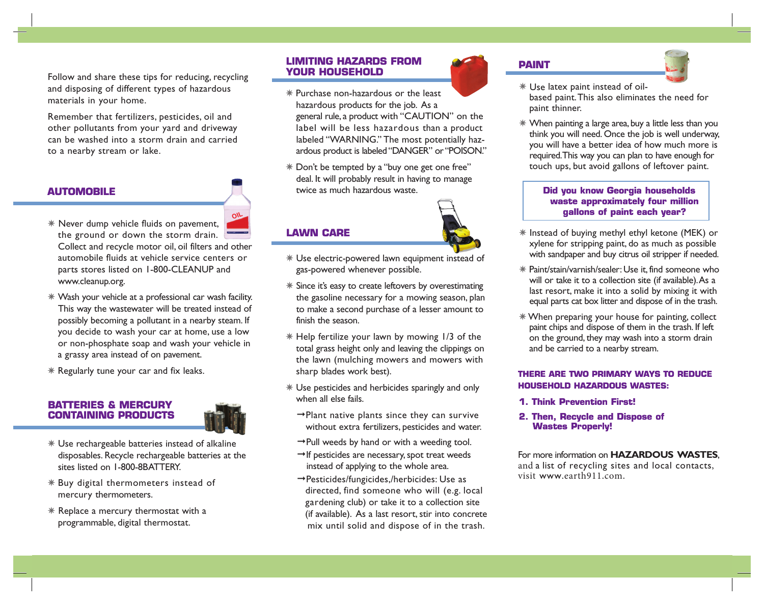Follow and share these tips for reducing, recycling and disposing of different types of hazardous materials in your home.

Remember that fertilizers, pesticides, oil and other pollutants from your yard and driveway can be washed into a storm drain and carried to a nearby stream or lake.

## AUTOMOBILE

- Never dump vehicle fluids on pavement, the ground or down the storm drain. Collect and recycle motor oil, oil filters and other automobile fluids at vehicle service centers or parts stores listed on 1-800-CLEANUP and www.cleanup.org.
- Wash your vehicle at a professional car wash facility. This way the wastewater will be treated instead of possibly becoming a pollutant in a nearby steam. If you decide to wash your car at home, use a low or non-phosphate soap and wash your vehicle in a grassy area instead of on pavement.
- Regularly tune your car and fix leaks.

## BATTERIES & MERCURY CONTAINING PRODUCTS

- Use rechargeable batteries instead of alkaline disposables. Recycle rechargeable batteries at the sites listed on 1-800-8BATTERY.
- Buy digital thermometers instead of mercury thermometers.
- Replace a mercury thermostat with a programmable, digital thermostat.

## LIMITING HAZARDS FROM YOUR HOUSEHOLD

- Purchase non-hazardous or the least hazardous products for the job. As a general rule, a product with "CAUTION" on the label will be less hazardous than a product labeled "WARNING." The most potentially hazardous product is labeled "DANGER" or "POISON."
- Don't be tempted by a "buy one get one free" deal. It will probably result in having to manage twice as much hazardous waste.

## LAWN CARE

- Use electric-powered lawn equipment instead of gas-powered whenever possible.
- Since it's easy to create leftovers by overestimating the gasoline necessary for a mowing season, plan to make a second purchase of a lesser amount to finish the season.
- Help fertilize your lawn by mowing 1/3 of the total grass height only and leaving the clippings on the lawn (mulching mowers and mowers with sharp blades work best).
- Use pesticides and herbicides sparingly and only when all else fails.
  - →Plant native plants since they can survive without extra fertilizers, pesticides and water.
  - →Pull weeds by hand or with a weeding tool.
  - →If pesticides are necessary, spot treat weeds instead of applying to the whole area.
  - →Pesticides/fungicides,/herbicides: Use as directed, find someone who will (e.g. local gardening club) or take it to a collection site (if available). As a last resort, stir into concrete mix until solid and dispose of in the trash.

## PAINT

- Use latex paint instead of oil-based paint. This also eliminates the need for paint thinner.
- When painting a large area, buy a little less than you think you will need. Once the job is well underway, you will have a better idea of how much more is required. This way you can plan to have enough for touch ups, but avoid gallons of leftover paint.

**Did you know Georgia households waste approximately four million gallons of paint each year?**

- Instead of buying methyl ethyl ketone (MEK) or xylene for stripping paint, do as much as possible with sandpaper and buy citrus oil stripper if needed.
- Paint/stain/varnish/sealer: Use it, find someone who will or take it to a collection site (if available). As a last resort, make it into a solid by mixing it with equal parts cat box litter and dispose of in the trash.
- When preparing your house for painting, collect paint chips and dispose of them in the trash. If left on the ground, they may wash into a storm drain and be carried to a nearby stream.

**THERE ARE TWO PRIMARY WAYS TO REDUCE HOUSEHOLD HAZARDOUS WASTES:**

1. **Think Prevention First!**
2. **Then, Recycle and Dispose of Wastes Properly!**

For more information on **HAZARDOUS WASTES**, and a list of recycling sites and local contacts, visit www.earth911.com.